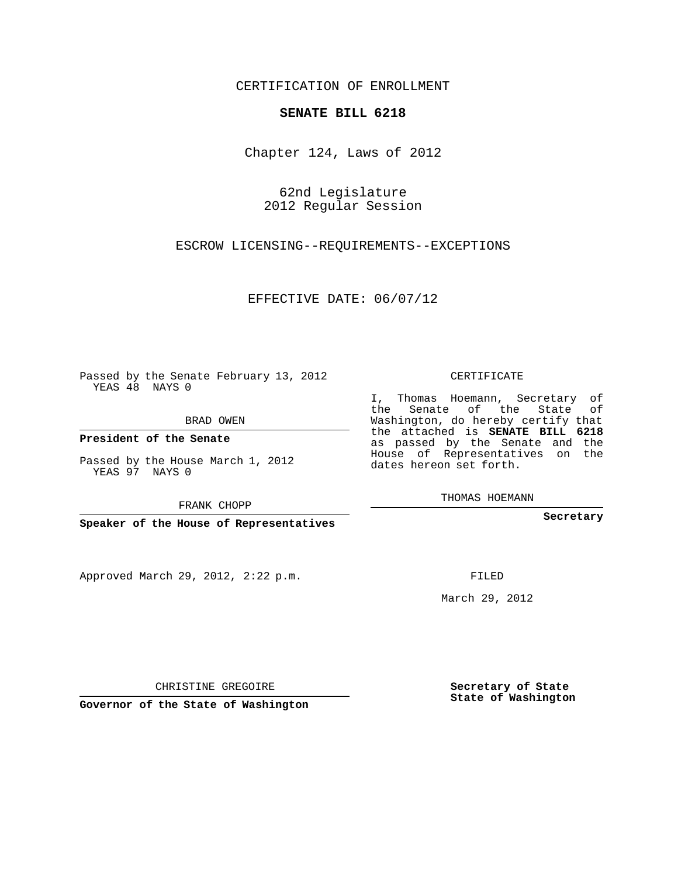CERTIFICATION OF ENROLLMENT

**SENATE BILL 6218**

Chapter 124, Laws of 2012

62nd Legislature
2012 Regular Session

ESCROW LICENSING--REQUIREMENTS--EXCEPTIONS

EFFECTIVE DATE: 06/07/12

Passed by the Senate February 13, 2012
YEAS 48 NAYS 0

BRAD OWEN

**President of the Senate**

Passed by the House March 1, 2012
YEAS 97 NAYS 0

FRANK CHOPP

**Speaker of the House of Representatives**

CERTIFICATE

I, Thomas Hoemann, Secretary of the Senate of the State of Washington, do hereby certify that the attached is **SENATE BILL 6218** as passed by the Senate and the House of Representatives on the dates hereon set forth.

THOMAS HOEMANN

**Secretary**

Approved March 29, 2012, 2:22 p.m.

FILED

March 29, 2012

CHRISTINE GREGOIRE

**Governor of the State of Washington**

**Secretary of State**
**State of Washington**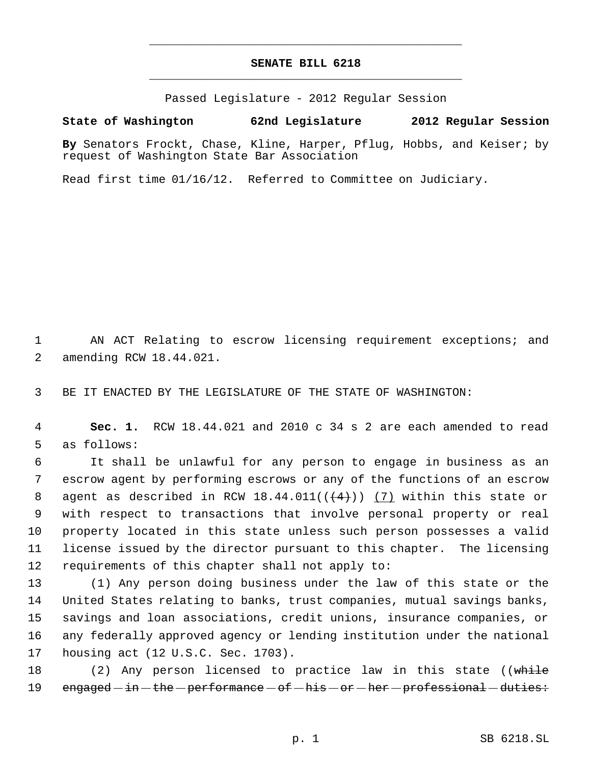# SENATE BILL 6218

Passed Legislature - 2012 Regular Session

**State of Washington 62nd Legislature 2012 Regular Session**

**By** Senators Frockt, Chase, Kline, Harper, Pflug, Hobbs, and Keiser; by request of Washington State Bar Association

Read first time 01/16/12. Referred to Committee on Judiciary.

AN ACT Relating to escrow licensing requirement exceptions; and amending RCW 18.44.021.

BE IT ENACTED BY THE LEGISLATURE OF THE STATE OF WASHINGTON:

**Sec. 1.** RCW 18.44.021 and 2010 c 34 s 2 are each amended to read as follows:

It shall be unlawful for any person to engage in business as an escrow agent by performing escrows or any of the functions of an escrow agent as described in RCW 18.44.011((~~(4)~~)) <u>(7)</u> within this state or with respect to transactions that involve personal property or real property located in this state unless such person possesses a valid license issued by the director pursuant to this chapter. The licensing requirements of this chapter shall not apply to:

(1) Any person doing business under the law of this state or the United States relating to banks, trust companies, mutual savings banks, savings and loan associations, credit unions, insurance companies, or any federally approved agency or lending institution under the national housing act (12 U.S.C. Sec. 1703).

(2) Any person licensed to practice law in this state ((~~while engaged in the performance of his or her professional duties:~~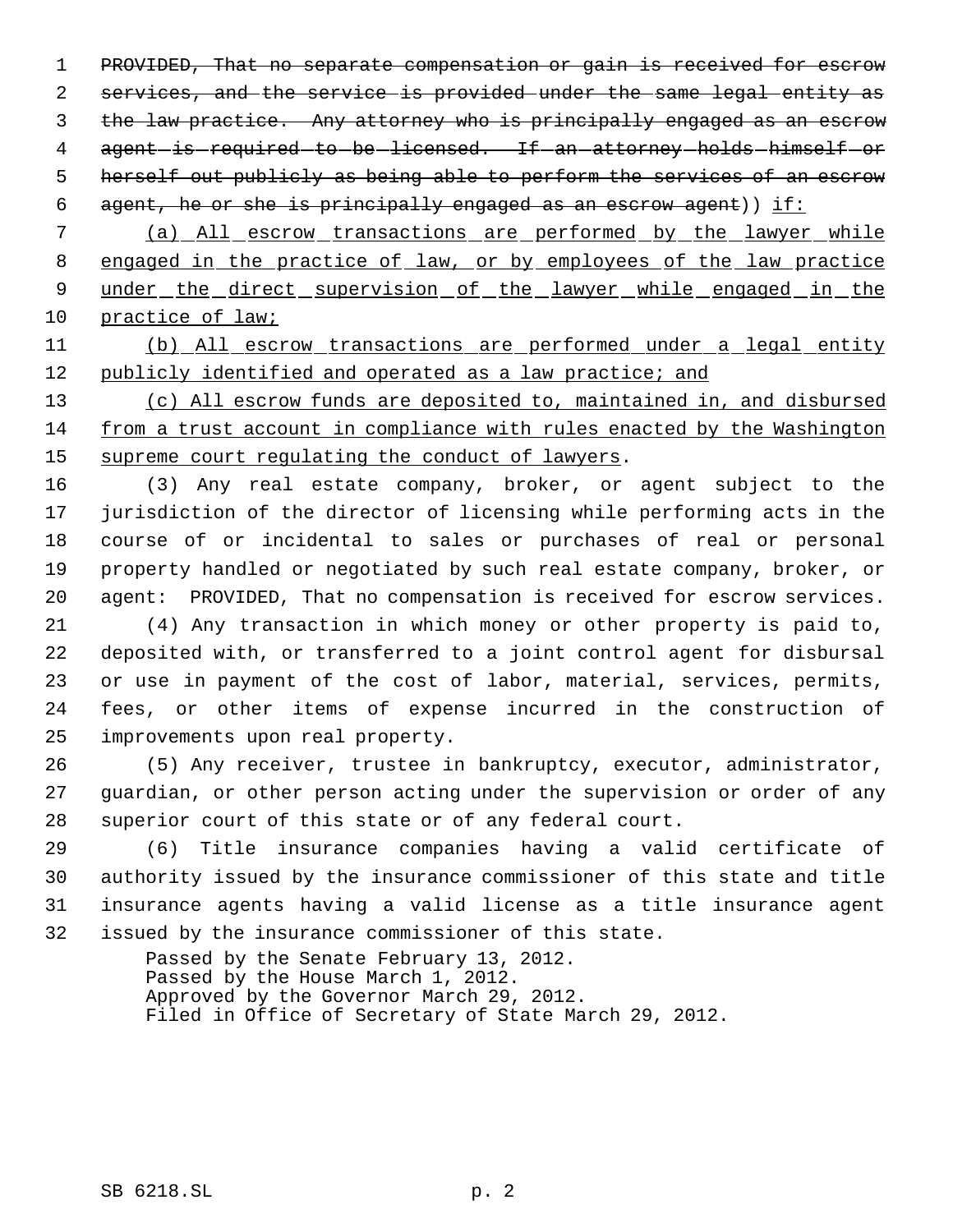~~PROVIDED, That no separate compensation or gain is received for escrow services, and the service is provided under the same legal entity as the law practice. Any attorney who is principally engaged as an escrow agent is required to be licensed. If an attorney holds himself or herself out publicly as being able to perform the services of an escrow agent, he or she is principally engaged as an escrow agent~~)) <u>if:</u>

<u>(a) All escrow transactions are performed by the lawyer while engaged in the practice of law, or by employees of the law practice under the direct supervision of the lawyer while engaged in the practice of law;</u>

<u>(b) All escrow transactions are performed under a legal entity publicly identified and operated as a law practice; and</u>

<u>(c) All escrow funds are deposited to, maintained in, and disbursed from a trust account in compliance with rules enacted by the Washington supreme court regulating the conduct of lawyers</u>.

(3) Any real estate company, broker, or agent subject to the jurisdiction of the director of licensing while performing acts in the course of or incidental to sales or purchases of real or personal property handled or negotiated by such real estate company, broker, or agent: PROVIDED, That no compensation is received for escrow services.

(4) Any transaction in which money or other property is paid to, deposited with, or transferred to a joint control agent for disbursal or use in payment of the cost of labor, material, services, permits, fees, or other items of expense incurred in the construction of improvements upon real property.

(5) Any receiver, trustee in bankruptcy, executor, administrator, guardian, or other person acting under the supervision or order of any superior court of this state or of any federal court.

(6) Title insurance companies having a valid certificate of authority issued by the insurance commissioner of this state and title insurance agents having a valid license as a title insurance agent issued by the insurance commissioner of this state.

Passed by the Senate February 13, 2012.
Passed by the House March 1, 2012.
Approved by the Governor March 29, 2012.
Filed in Office of Secretary of State March 29, 2012.